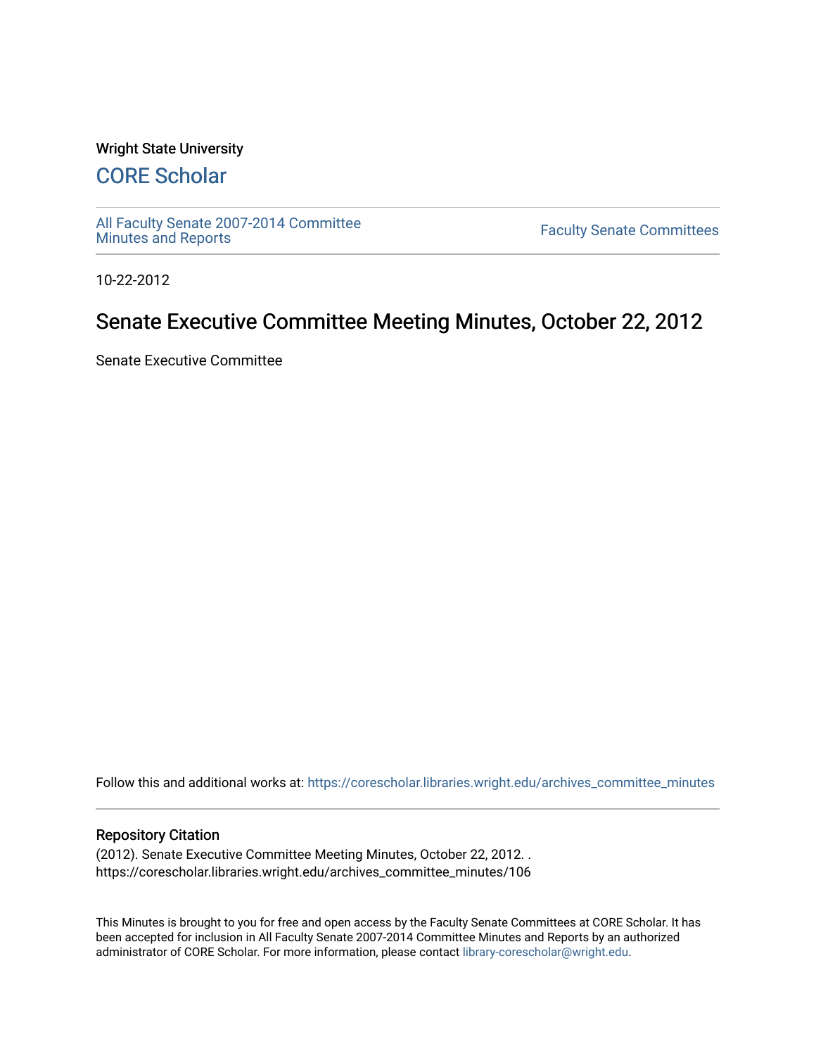Wright State University

# CORE Scholar

All Faculty Senate 2007-2014 Committee Minutes and Reports

Faculty Senate Committees

10-22-2012

## Senate Executive Committee Meeting Minutes, October 22, 2012

Senate Executive Committee

Follow this and additional works at: https://corescholar.libraries.wright.edu/archives_committee_minutes

### Repository Citation

(2012). Senate Executive Committee Meeting Minutes, October 22, 2012. .
https://corescholar.libraries.wright.edu/archives_committee_minutes/106

This Minutes is brought to you for free and open access by the Faculty Senate Committees at CORE Scholar. It has been accepted for inclusion in All Faculty Senate 2007-2014 Committee Minutes and Reports by an authorized administrator of CORE Scholar. For more information, please contact library-corescholar@wright.edu.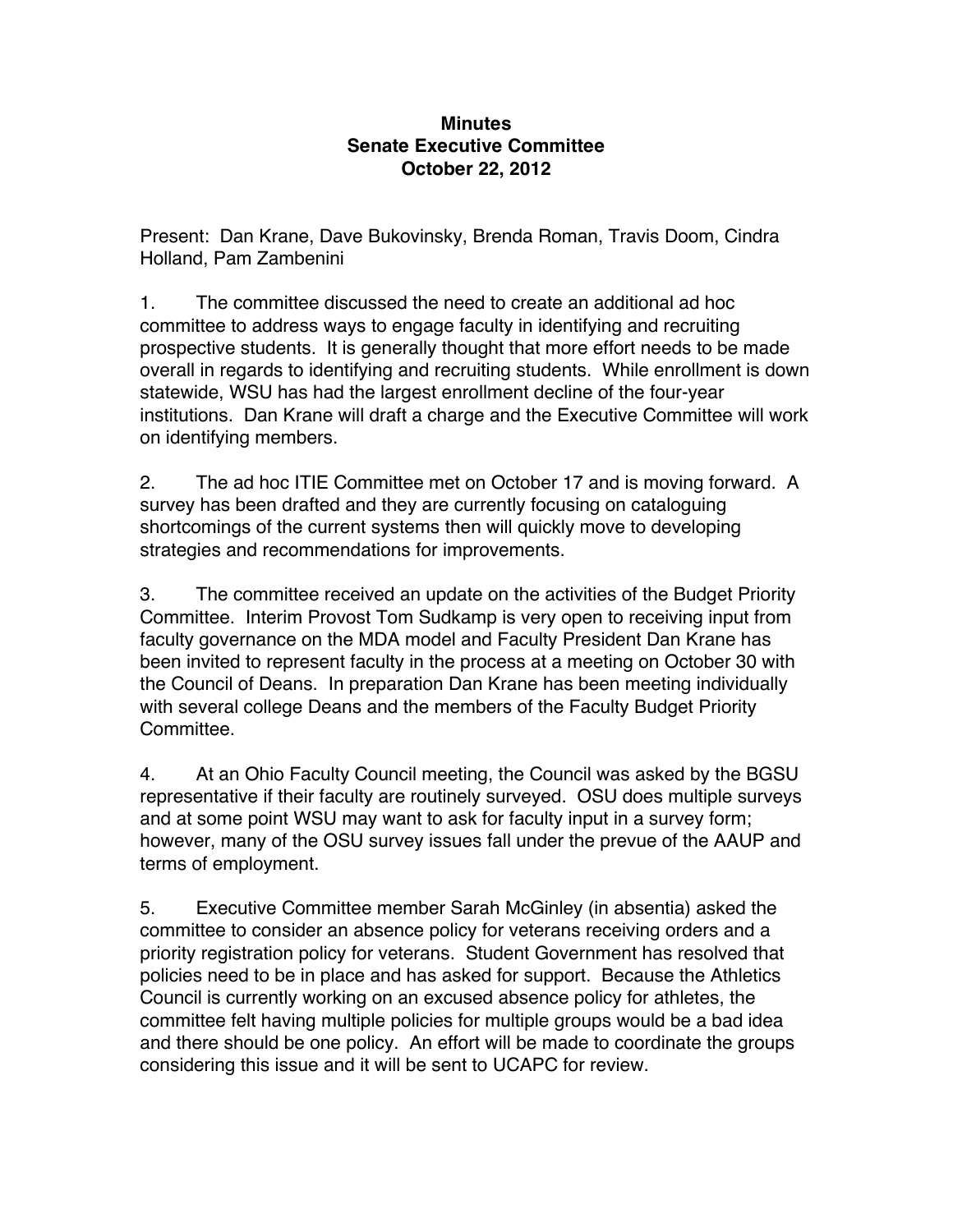**Minutes**
**Senate Executive Committee**
**October 22, 2012**

Present: Dan Krane, Dave Bukovinsky, Brenda Roman, Travis Doom, Cindra Holland, Pam Zambenini

1. The committee discussed the need to create an additional ad hoc committee to address ways to engage faculty in identifying and recruiting prospective students. It is generally thought that more effort needs to be made overall in regards to identifying and recruiting students. While enrollment is down statewide, WSU has had the largest enrollment decline of the four-year institutions. Dan Krane will draft a charge and the Executive Committee will work on identifying members.

2. The ad hoc ITIE Committee met on October 17 and is moving forward. A survey has been drafted and they are currently focusing on cataloguing shortcomings of the current systems then will quickly move to developing strategies and recommendations for improvements.

3. The committee received an update on the activities of the Budget Priority Committee. Interim Provost Tom Sudkamp is very open to receiving input from faculty governance on the MDA model and Faculty President Dan Krane has been invited to represent faculty in the process at a meeting on October 30 with the Council of Deans. In preparation Dan Krane has been meeting individually with several college Deans and the members of the Faculty Budget Priority Committee.

4. At an Ohio Faculty Council meeting, the Council was asked by the BGSU representative if their faculty are routinely surveyed. OSU does multiple surveys and at some point WSU may want to ask for faculty input in a survey form; however, many of the OSU survey issues fall under the prevue of the AAUP and terms of employment.

5. Executive Committee member Sarah McGinley (in absentia) asked the committee to consider an absence policy for veterans receiving orders and a priority registration policy for veterans. Student Government has resolved that policies need to be in place and has asked for support. Because the Athletics Council is currently working on an excused absence policy for athletes, the committee felt having multiple policies for multiple groups would be a bad idea and there should be one policy. An effort will be made to coordinate the groups considering this issue and it will be sent to UCAPC for review.